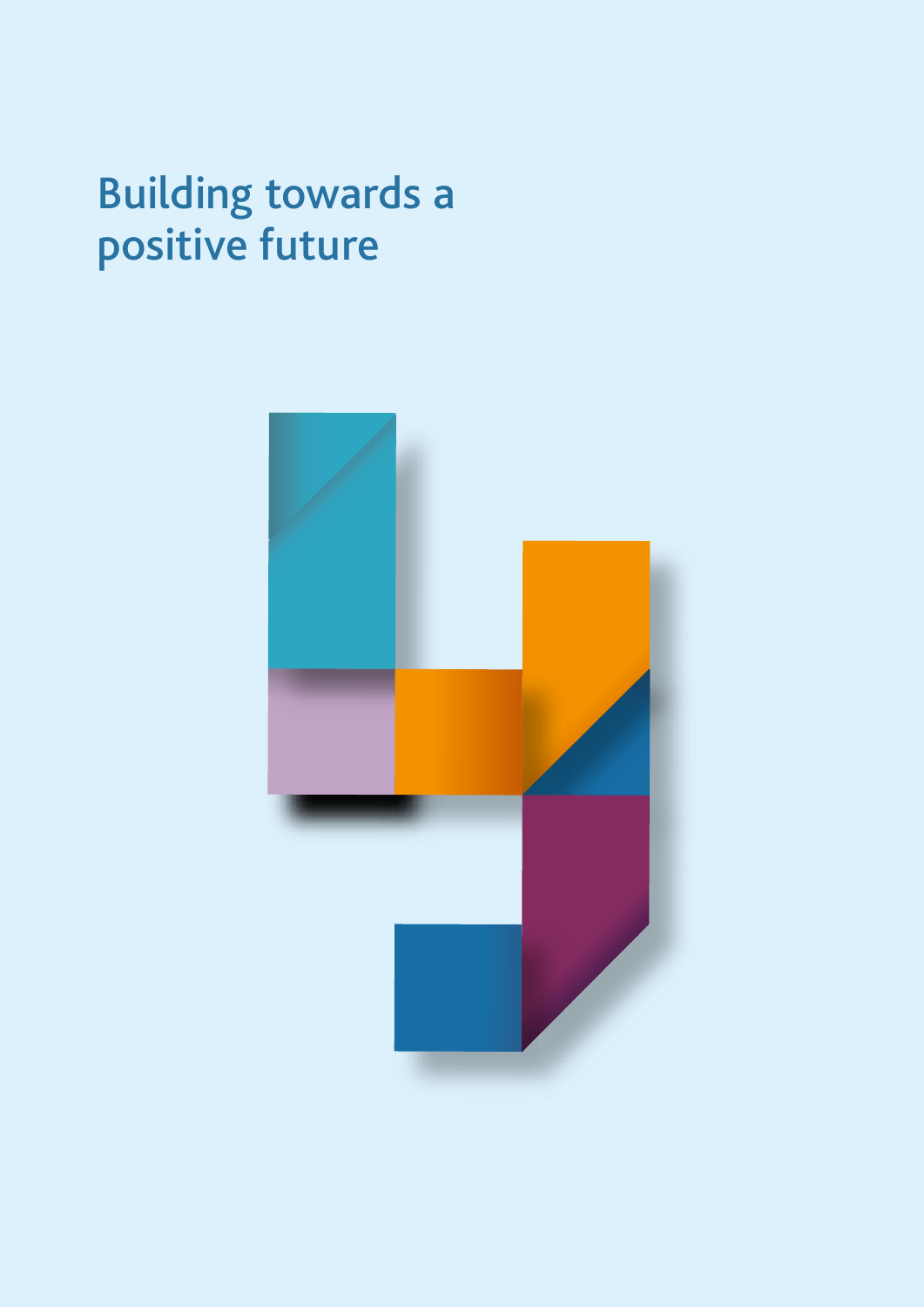# Building towards a positive future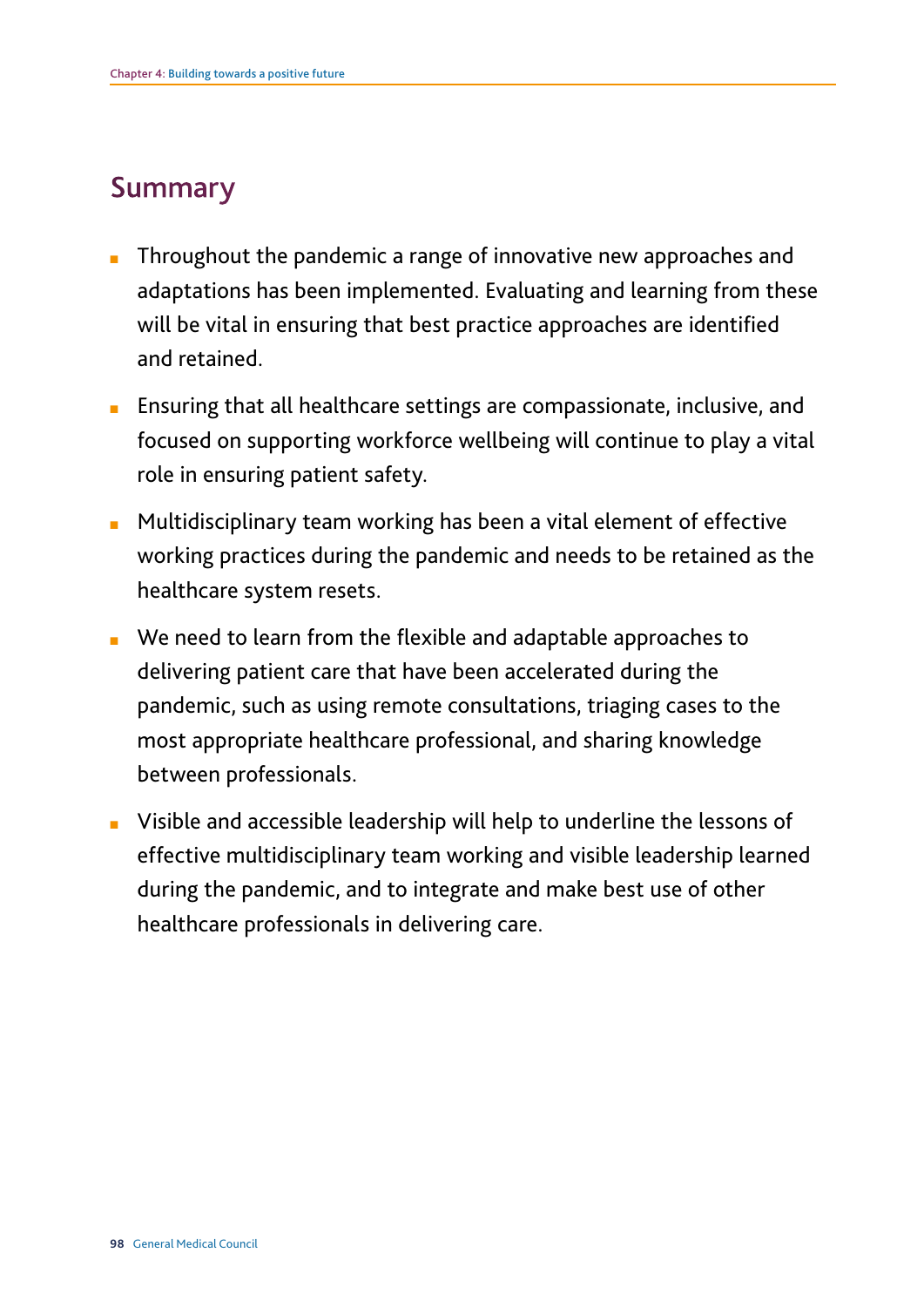## Summary

- Throughout the pandemic a range of innovative new approaches and adaptations has been implemented. Evaluating and learning from these will be vital in ensuring that best practice approaches are identified and retained.
- Ensuring that all healthcare settings are compassionate, inclusive, and focused on supporting workforce wellbeing will continue to play a vital role in ensuring patient safety.
- Multidisciplinary team working has been a vital element of effective working practices during the pandemic and needs to be retained as the healthcare system resets.
- We need to learn from the flexible and adaptable approaches to delivering patient care that have been accelerated during the pandemic, such as using remote consultations, triaging cases to the most appropriate healthcare professional, and sharing knowledge between professionals.
- Visible and accessible leadership will help to underline the lessons of effective multidisciplinary team working and visible leadership learned during the pandemic, and to integrate and make best use of other healthcare professionals in delivering care.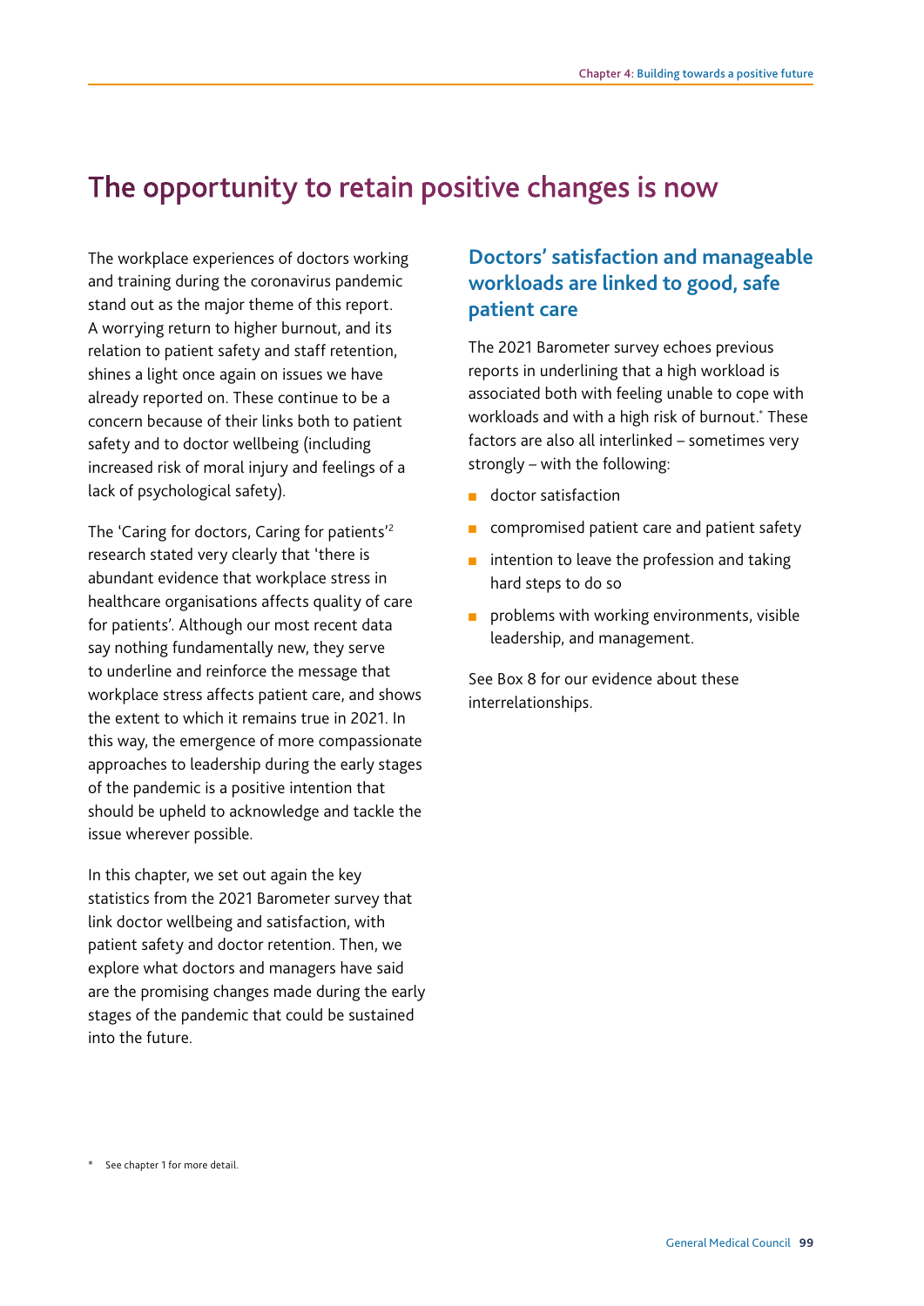# The opportunity to retain positive changes is now

The workplace experiences of doctors working and training during the coronavirus pandemic stand out as the major theme of this report. A worrying return to higher burnout, and its relation to patient safety and staff retention, shines a light once again on issues we have already reported on. These continue to be a concern because of their links both to patient safety and to doctor wellbeing (including increased risk of moral injury and feelings of a lack of psychological safety).

The 'Caring for doctors, Caring for patients'[2] research stated very clearly that 'there is abundant evidence that workplace stress in healthcare organisations affects quality of care for patients'. Although our most recent data say nothing fundamentally new, they serve to underline and reinforce the message that workplace stress affects patient care, and shows the extent to which it remains true in 2021. In this way, the emergence of more compassionate approaches to leadership during the early stages of the pandemic is a positive intention that should be upheld to acknowledge and tackle the issue wherever possible.

In this chapter, we set out again the key statistics from the 2021 Barometer survey that link doctor wellbeing and satisfaction, with patient safety and doctor retention. Then, we explore what doctors and managers have said are the promising changes made during the early stages of the pandemic that could be sustained into the future.

## Doctors' satisfaction and manageable workloads are linked to good, safe patient care

The 2021 Barometer survey echoes previous reports in underlining that a high workload is associated both with feeling unable to cope with workloads and with a high risk of burnout.* These factors are also all interlinked – sometimes very strongly – with the following:

- doctor satisfaction
- compromised patient care and patient safety
- intention to leave the profession and taking hard steps to do so
- problems with working environments, visible leadership, and management.

See Box 8 for our evidence about these interrelationships.

\* See chapter 1 for more detail.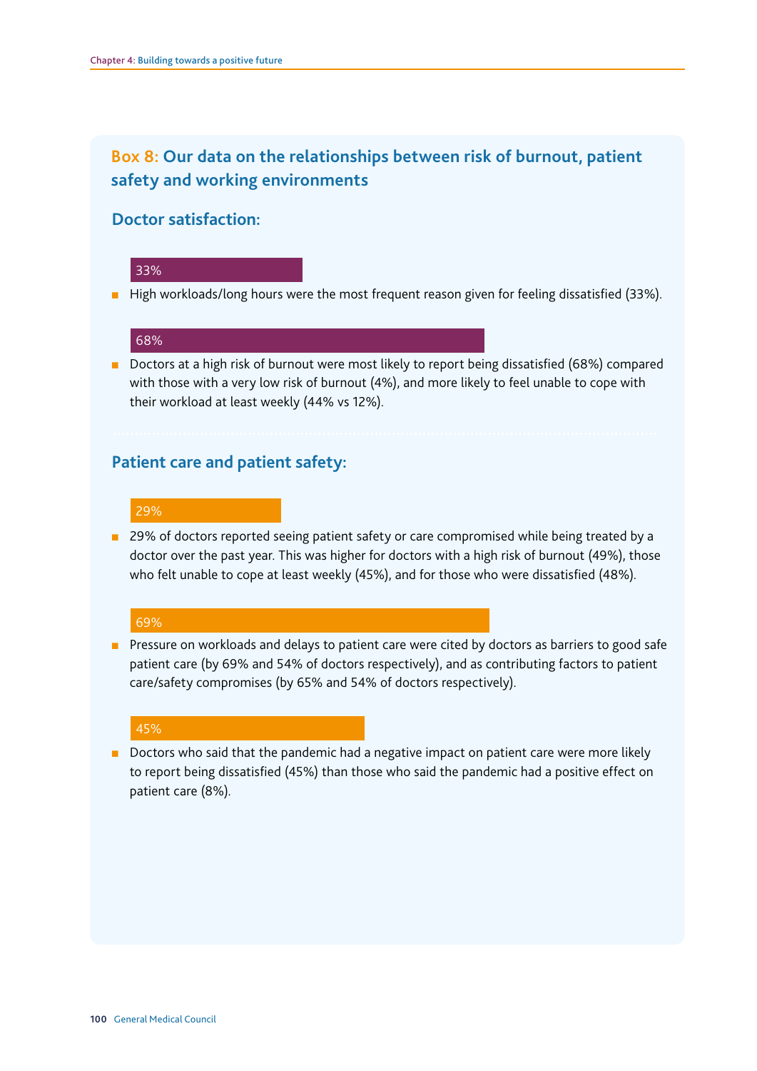## Box 8: Our data on the relationships between risk of burnout, patient safety and working environments

### Doctor satisfaction:

33%

- High workloads/long hours were the most frequent reason given for feeling dissatisfied (33%).

68%

- Doctors at a high risk of burnout were most likely to report being dissatisfied (68%) compared with those with a very low risk of burnout (4%), and more likely to feel unable to cope with their workload at least weekly (44% vs 12%).

### Patient care and patient safety:

29%

- 29% of doctors reported seeing patient safety or care compromised while being treated by a doctor over the past year. This was higher for doctors with a high risk of burnout (49%), those who felt unable to cope at least weekly (45%), and for those who were dissatisfied (48%).

69%

- Pressure on workloads and delays to patient care were cited by doctors as barriers to good safe patient care (by 69% and 54% of doctors respectively), and as contributing factors to patient care/safety compromises (by 65% and 54% of doctors respectively).

45%

- Doctors who said that the pandemic had a negative impact on patient care were more likely to report being dissatisfied (45%) than those who said the pandemic had a positive effect on patient care (8%).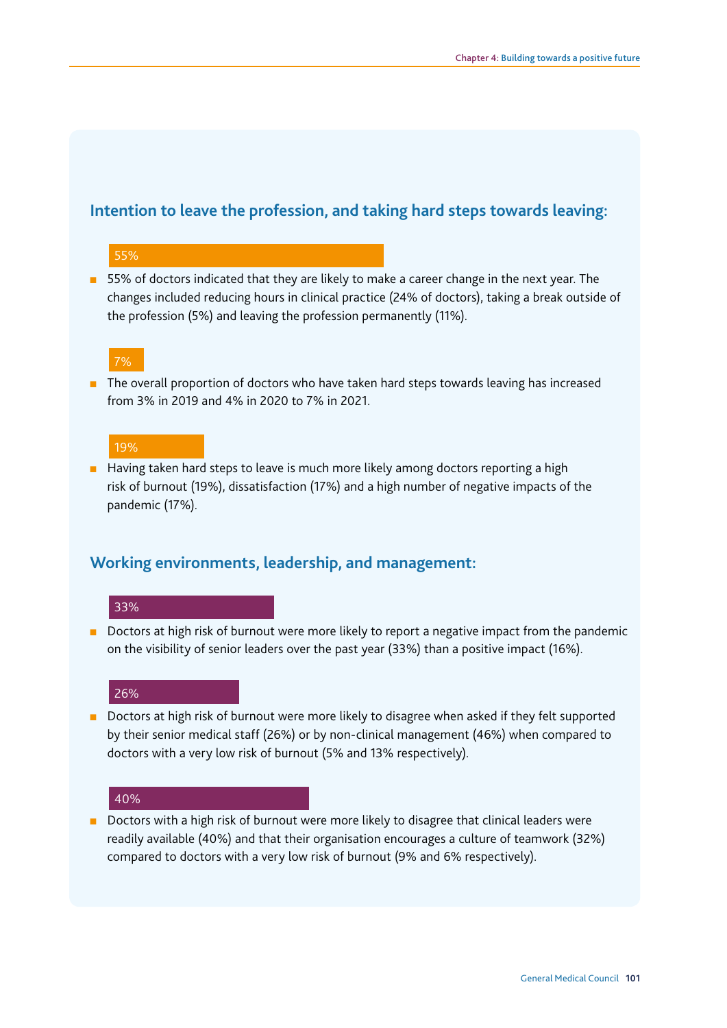## Intention to leave the profession, and taking hard steps towards leaving:

55%

- 55% of doctors indicated that they are likely to make a career change in the next year. The changes included reducing hours in clinical practice (24% of doctors), taking a break outside of the profession (5%) and leaving the profession permanently (11%).

7%

- The overall proportion of doctors who have taken hard steps towards leaving has increased from 3% in 2019 and 4% in 2020 to 7% in 2021.

19%

- Having taken hard steps to leave is much more likely among doctors reporting a high risk of burnout (19%), dissatisfaction (17%) and a high number of negative impacts of the pandemic (17%).

## Working environments, leadership, and management:

33%

- Doctors at high risk of burnout were more likely to report a negative impact from the pandemic on the visibility of senior leaders over the past year (33%) than a positive impact (16%).

26%

- Doctors at high risk of burnout were more likely to disagree when asked if they felt supported by their senior medical staff (26%) or by non-clinical management (46%) when compared to doctors with a very low risk of burnout (5% and 13% respectively).

40%

- Doctors with a high risk of burnout were more likely to disagree that clinical leaders were readily available (40%) and that their organisation encourages a culture of teamwork (32%) compared to doctors with a very low risk of burnout (9% and 6% respectively).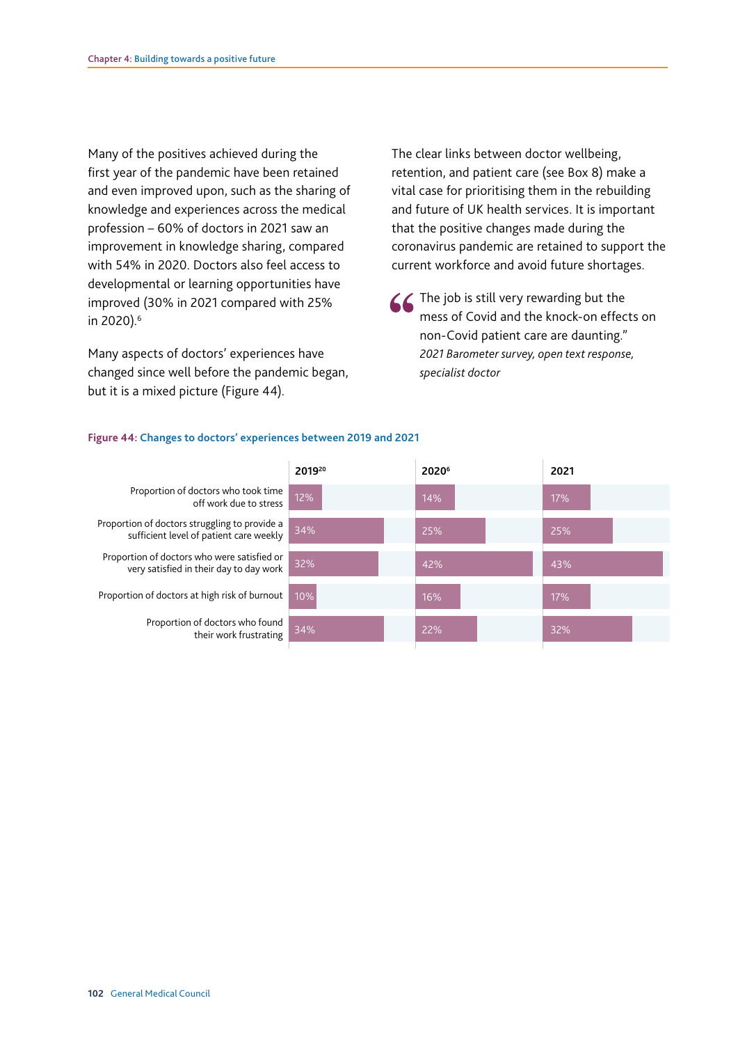Many of the positives achieved during the first year of the pandemic have been retained and even improved upon, such as the sharing of knowledge and experiences across the medical profession – 60% of doctors in 2021 saw an improvement in knowledge sharing, compared with 54% in 2020. Doctors also feel access to developmental or learning opportunities have improved (30% in 2021 compared with 25% in 2020).[6]

Many aspects of doctors' experiences have changed since well before the pandemic began, but it is a mixed picture (Figure 44).

The clear links between doctor wellbeing, retention, and patient care (see Box 8) make a vital case for prioritising them in the rebuilding and future of UK health services. It is important that the positive changes made during the coronavirus pandemic are retained to support the current workforce and avoid future shortages.

> The job is still very rewarding but the mess of Covid and the knock-on effects on non-Covid patient care are daunting."
> *2021 Barometer survey, open text response, specialist doctor*

**Figure 44: Changes to doctors' experiences between 2019 and 2021**

| | 2019[20] | 2020[6] | 2021 |
|---|---|---|---|
| Proportion of doctors who took time off work due to stress | 12% | 14% | 17% |
| Proportion of doctors struggling to provide a sufficient level of patient care weekly | 34% | 25% | 25% |
| Proportion of doctors who were satisfied or very satisfied in their day to day work | 32% | 42% | 43% |
| Proportion of doctors at high risk of burnout | 10% | 16% | 17% |
| Proportion of doctors who found their work frustrating | 34% | 22% | 32% |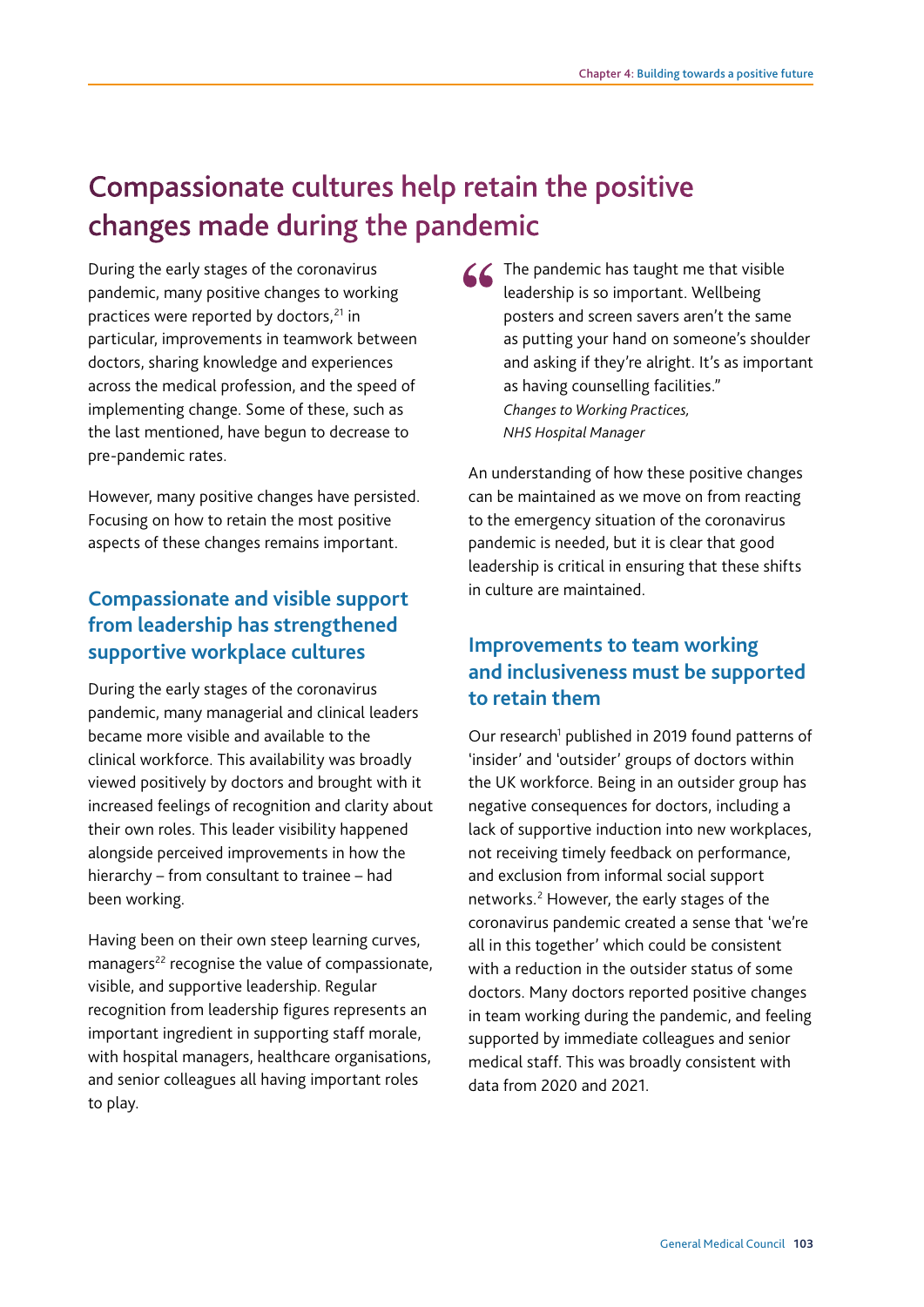# Compassionate cultures help retain the positive changes made during the pandemic

During the early stages of the coronavirus pandemic, many positive changes to working practices were reported by doctors,[21] in particular, improvements in teamwork between doctors, sharing knowledge and experiences across the medical profession, and the speed of implementing change. Some of these, such as the last mentioned, have begun to decrease to pre-pandemic rates.

However, many positive changes have persisted. Focusing on how to retain the most positive aspects of these changes remains important.

## Compassionate and visible support from leadership has strengthened supportive workplace cultures

During the early stages of the coronavirus pandemic, many managerial and clinical leaders became more visible and available to the clinical workforce. This availability was broadly viewed positively by doctors and brought with it increased feelings of recognition and clarity about their own roles. This leader visibility happened alongside perceived improvements in how the hierarchy – from consultant to trainee – had been working.

Having been on their own steep learning curves, managers[22] recognise the value of compassionate, visible, and supportive leadership. Regular recognition from leadership figures represents an important ingredient in supporting staff morale, with hospital managers, healthcare organisations, and senior colleagues all having important roles to play.

> "The pandemic has taught me that visible leadership is so important. Wellbeing posters and screen savers aren't the same as putting your hand on someone's shoulder and asking if they're alright. It's as important as having counselling facilities."
> *Changes to Working Practices, NHS Hospital Manager*

An understanding of how these positive changes can be maintained as we move on from reacting to the emergency situation of the coronavirus pandemic is needed, but it is clear that good leadership is critical in ensuring that these shifts in culture are maintained.

## Improvements to team working and inclusiveness must be supported to retain them

Our research[1] published in 2019 found patterns of 'insider' and 'outsider' groups of doctors within the UK workforce. Being in an outsider group has negative consequences for doctors, including a lack of supportive induction into new workplaces, not receiving timely feedback on performance, and exclusion from informal social support networks.[2] However, the early stages of the coronavirus pandemic created a sense that 'we're all in this together' which could be consistent with a reduction in the outsider status of some doctors. Many doctors reported positive changes in team working during the pandemic, and feeling supported by immediate colleagues and senior medical staff. This was broadly consistent with data from 2020 and 2021.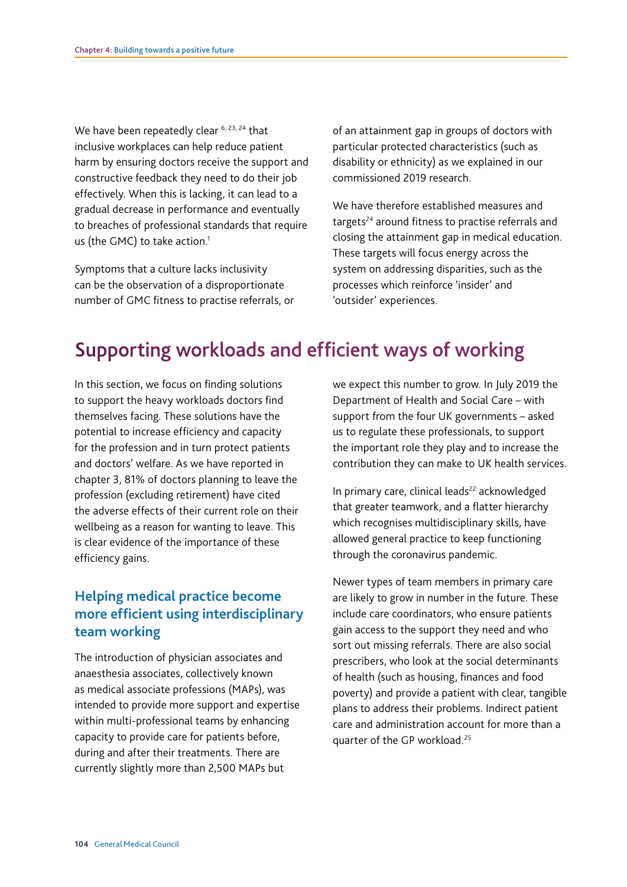We have been repeatedly clear [6, 23, 24] that inclusive workplaces can help reduce patient harm by ensuring doctors receive the support and constructive feedback they need to do their job effectively. When this is lacking, it can lead to a gradual decrease in performance and eventually to breaches of professional standards that require us (the GMC) to take action.[1]

Symptoms that a culture lacks inclusivity can be the observation of a disproportionate number of GMC fitness to practise referrals, or of an attainment gap in groups of doctors with particular protected characteristics (such as disability or ethnicity) as we explained in our commissioned 2019 research.

We have therefore established measures and targets[24] around fitness to practise referrals and closing the attainment gap in medical education. These targets will focus energy across the system on addressing disparities, such as the processes which reinforce 'insider' and 'outsider' experiences.

## Supporting workloads and efficient ways of working

In this section, we focus on finding solutions to support the heavy workloads doctors find themselves facing. These solutions have the potential to increase efficiency and capacity for the profession and in turn protect patients and doctors' welfare. As we have reported in chapter 3, 81% of doctors planning to leave the profession (excluding retirement) have cited the adverse effects of their current role on their wellbeing as a reason for wanting to leave. This is clear evidence of the importance of these efficiency gains.

### Helping medical practice become more efficient using interdisciplinary team working

The introduction of physician associates and anaesthesia associates, collectively known as medical associate professions (MAPs), was intended to provide more support and expertise within multi-professional teams by enhancing capacity to provide care for patients before, during and after their treatments. There are currently slightly more than 2,500 MAPs but we expect this number to grow. In July 2019 the Department of Health and Social Care – with support from the four UK governments – asked us to regulate these professionals, to support the important role they play and to increase the contribution they can make to UK health services.

In primary care, clinical leads[22] acknowledged that greater teamwork, and a flatter hierarchy which recognises multidisciplinary skills, have allowed general practice to keep functioning through the coronavirus pandemic.

Newer types of team members in primary care are likely to grow in number in the future. These include care coordinators, who ensure patients gain access to the support they need and who sort out missing referrals. There are also social prescribers, who look at the social determinants of health (such as housing, finances and food poverty) and provide a patient with clear, tangible plans to address their problems. Indirect patient care and administration account for more than a quarter of the GP workload.[25]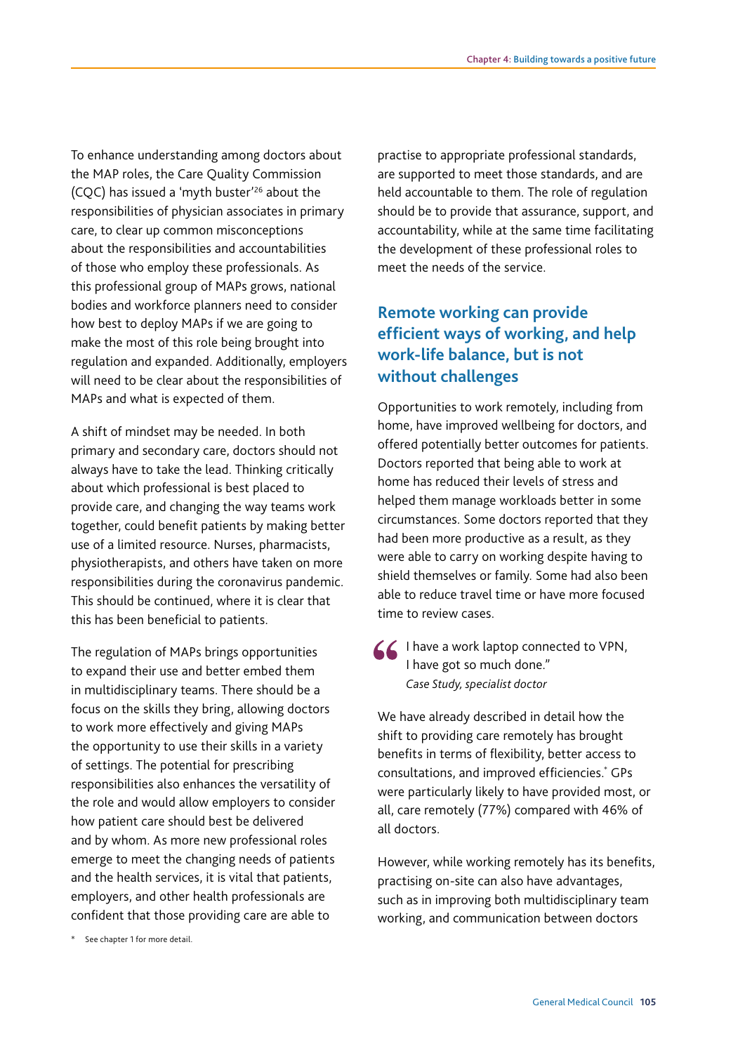To enhance understanding among doctors about the MAP roles, the Care Quality Commission (CQC) has issued a 'myth buster'[26] about the responsibilities of physician associates in primary care, to clear up common misconceptions about the responsibilities and accountabilities of those who employ these professionals. As this professional group of MAPs grows, national bodies and workforce planners need to consider how best to deploy MAPs if we are going to make the most of this role being brought into regulation and expanded. Additionally, employers will need to be clear about the responsibilities of MAPs and what is expected of them.

A shift of mindset may be needed. In both primary and secondary care, doctors should not always have to take the lead. Thinking critically about which professional is best placed to provide care, and changing the way teams work together, could benefit patients by making better use of a limited resource. Nurses, pharmacists, physiotherapists, and others have taken on more responsibilities during the coronavirus pandemic. This should be continued, where it is clear that this has been beneficial to patients.

The regulation of MAPs brings opportunities to expand their use and better embed them in multidisciplinary teams. There should be a focus on the skills they bring, allowing doctors to work more effectively and giving MAPs the opportunity to use their skills in a variety of settings. The potential for prescribing responsibilities also enhances the versatility of the role and would allow employers to consider how patient care should best be delivered and by whom. As more new professional roles emerge to meet the changing needs of patients and the health services, it is vital that patients, employers, and other health professionals are confident that those providing care are able to practise to appropriate professional standards, are supported to meet those standards, and are held accountable to them. The role of regulation should be to provide that assurance, support, and accountability, while at the same time facilitating the development of these professional roles to meet the needs of the service.

## Remote working can provide efficient ways of working, and help work-life balance, but is not without challenges

Opportunities to work remotely, including from home, have improved wellbeing for doctors, and offered potentially better outcomes for patients. Doctors reported that being able to work at home has reduced their levels of stress and helped them manage workloads better in some circumstances. Some doctors reported that they had been more productive as a result, as they were able to carry on working despite having to shield themselves or family. Some had also been able to reduce travel time or have more focused time to review cases.

> I have a work laptop connected to VPN, I have got so much done."
> *Case Study, specialist doctor*

We have already described in detail how the shift to providing care remotely has brought benefits in terms of flexibility, better access to consultations, and improved efficiencies.* GPs were particularly likely to have provided most, or all, care remotely (77%) compared with 46% of all doctors.

However, while working remotely has its benefits, practising on-site can also have advantages, such as in improving both multidisciplinary team working, and communication between doctors

\* See chapter 1 for more detail.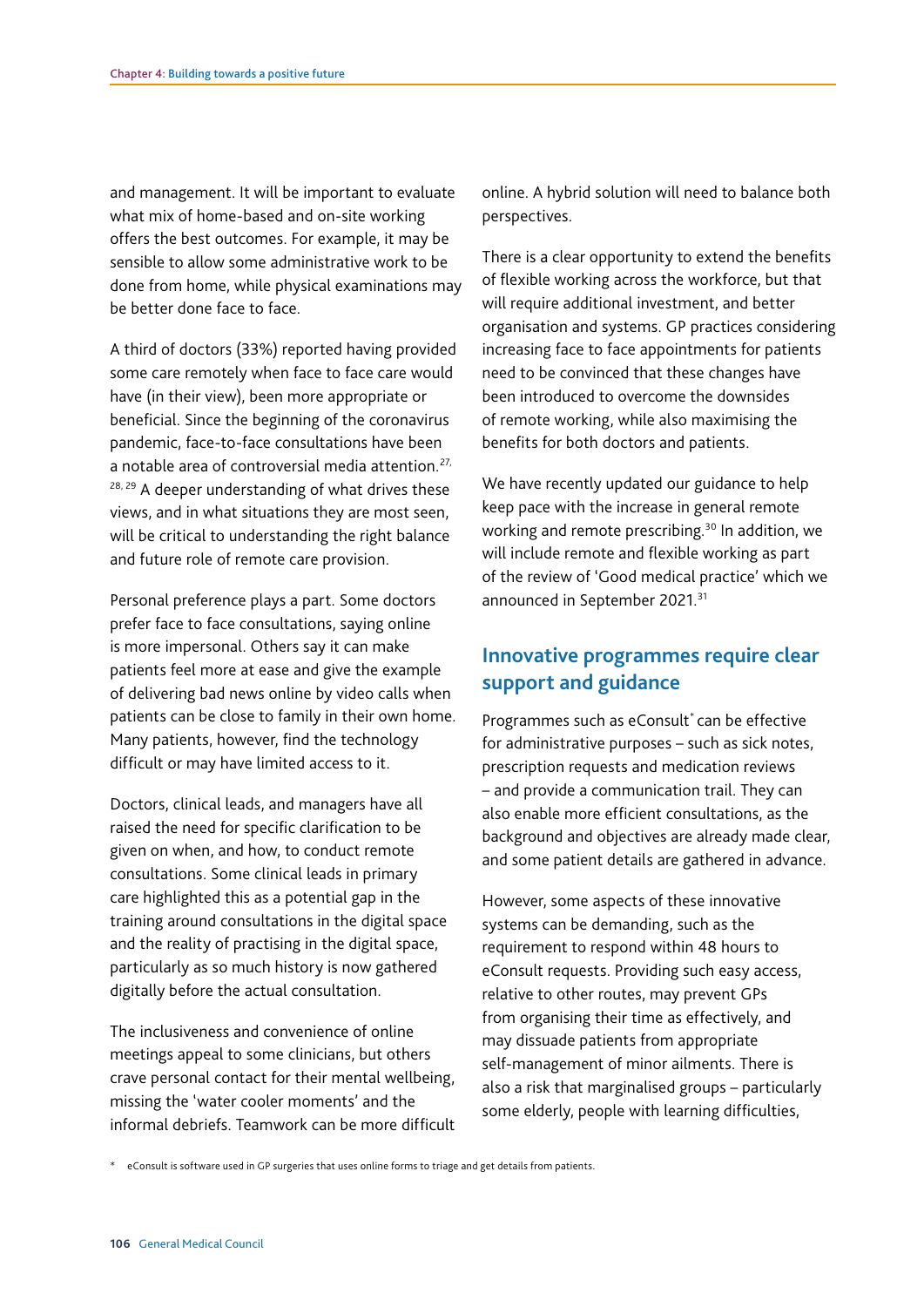and management. It will be important to evaluate what mix of home-based and on-site working offers the best outcomes. For example, it may be sensible to allow some administrative work to be done from home, while physical examinations may be better done face to face.

A third of doctors (33%) reported having provided some care remotely when face to face care would have (in their view), been more appropriate or beneficial. Since the beginning of the coronavirus pandemic, face-to-face consultations have been a notable area of controversial media attention.[27, 28, 29] A deeper understanding of what drives these views, and in what situations they are most seen, will be critical to understanding the right balance and future role of remote care provision.

Personal preference plays a part. Some doctors prefer face to face consultations, saying online is more impersonal. Others say it can make patients feel more at ease and give the example of delivering bad news online by video calls when patients can be close to family in their own home. Many patients, however, find the technology difficult or may have limited access to it.

Doctors, clinical leads, and managers have all raised the need for specific clarification to be given on when, and how, to conduct remote consultations. Some clinical leads in primary care highlighted this as a potential gap in the training around consultations in the digital space and the reality of practising in the digital space, particularly as so much history is now gathered digitally before the actual consultation.

The inclusiveness and convenience of online meetings appeal to some clinicians, but others crave personal contact for their mental wellbeing, missing the 'water cooler moments' and the informal debriefs. Teamwork can be more difficult online. A hybrid solution will need to balance both perspectives.

There is a clear opportunity to extend the benefits of flexible working across the workforce, but that will require additional investment, and better organisation and systems. GP practices considering increasing face to face appointments for patients need to be convinced that these changes have been introduced to overcome the downsides of remote working, while also maximising the benefits for both doctors and patients.

We have recently updated our guidance to help keep pace with the increase in general remote working and remote prescribing.[30] In addition, we will include remote and flexible working as part of the review of 'Good medical practice' which we announced in September 2021.[31]

## Innovative programmes require clear support and guidance

Programmes such as eConsult* can be effective for administrative purposes – such as sick notes, prescription requests and medication reviews – and provide a communication trail. They can also enable more efficient consultations, as the background and objectives are already made clear, and some patient details are gathered in advance.

However, some aspects of these innovative systems can be demanding, such as the requirement to respond within 48 hours to eConsult requests. Providing such easy access, relative to other routes, may prevent GPs from organising their time as effectively, and may dissuade patients from appropriate self-management of minor ailments. There is also a risk that marginalised groups – particularly some elderly, people with learning difficulties,

\* eConsult is software used in GP surgeries that uses online forms to triage and get details from patients.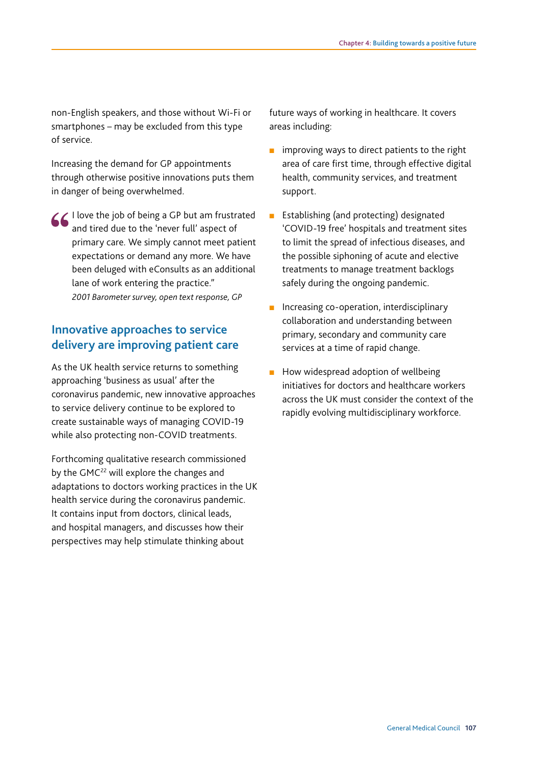non-English speakers, and those without Wi-Fi or smartphones – may be excluded from this type of service.

Increasing the demand for GP appointments through otherwise positive innovations puts them in danger of being overwhelmed.

> I love the job of being a GP but am frustrated and tired due to the 'never full' aspect of primary care. We simply cannot meet patient expectations or demand any more. We have been deluged with eConsults as an additional lane of work entering the practice."
>
> *2001 Barometer survey, open text response, GP*

## Innovative approaches to service delivery are improving patient care

As the UK health service returns to something approaching 'business as usual' after the coronavirus pandemic, new innovative approaches to service delivery continue to be explored to create sustainable ways of managing COVID-19 while also protecting non-COVID treatments.

Forthcoming qualitative research commissioned by the GMC[22] will explore the changes and adaptations to doctors working practices in the UK health service during the coronavirus pandemic. It contains input from doctors, clinical leads, and hospital managers, and discusses how their perspectives may help stimulate thinking about future ways of working in healthcare. It covers areas including:

- improving ways to direct patients to the right area of care first time, through effective digital health, community services, and treatment support.
- Establishing (and protecting) designated 'COVID-19 free' hospitals and treatment sites to limit the spread of infectious diseases, and the possible siphoning of acute and elective treatments to manage treatment backlogs safely during the ongoing pandemic.
- Increasing co-operation, interdisciplinary collaboration and understanding between primary, secondary and community care services at a time of rapid change.
- How widespread adoption of wellbeing initiatives for doctors and healthcare workers across the UK must consider the context of the rapidly evolving multidisciplinary workforce.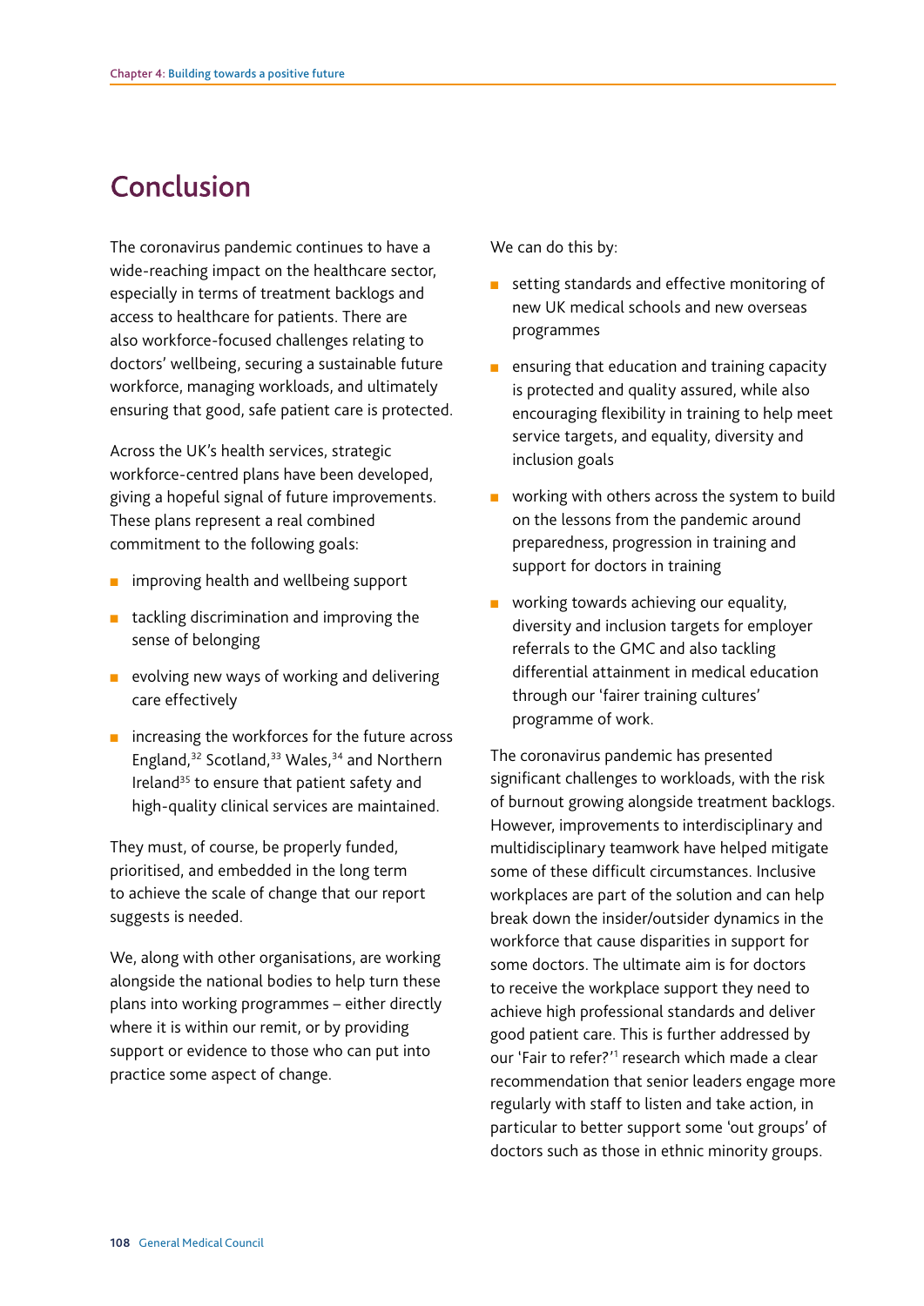# Conclusion

The coronavirus pandemic continues to have a wide-reaching impact on the healthcare sector, especially in terms of treatment backlogs and access to healthcare for patients. There are also workforce-focused challenges relating to doctors' wellbeing, securing a sustainable future workforce, managing workloads, and ultimately ensuring that good, safe patient care is protected.

Across the UK's health services, strategic workforce-centred plans have been developed, giving a hopeful signal of future improvements. These plans represent a real combined commitment to the following goals:

- improving health and wellbeing support
- tackling discrimination and improving the sense of belonging
- evolving new ways of working and delivering care effectively
- increasing the workforces for the future across England,[32] Scotland,[33] Wales,[34] and Northern Ireland[35] to ensure that patient safety and high-quality clinical services are maintained.

They must, of course, be properly funded, prioritised, and embedded in the long term to achieve the scale of change that our report suggests is needed.

We, along with other organisations, are working alongside the national bodies to help turn these plans into working programmes – either directly where it is within our remit, or by providing support or evidence to those who can put into practice some aspect of change.

We can do this by:

- setting standards and effective monitoring of new UK medical schools and new overseas programmes
- ensuring that education and training capacity is protected and quality assured, while also encouraging flexibility in training to help meet service targets, and equality, diversity and inclusion goals
- working with others across the system to build on the lessons from the pandemic around preparedness, progression in training and support for doctors in training
- working towards achieving our equality, diversity and inclusion targets for employer referrals to the GMC and also tackling differential attainment in medical education through our 'fairer training cultures' programme of work.

The coronavirus pandemic has presented significant challenges to workloads, with the risk of burnout growing alongside treatment backlogs. However, improvements to interdisciplinary and multidisciplinary teamwork have helped mitigate some of these difficult circumstances. Inclusive workplaces are part of the solution and can help break down the insider/outsider dynamics in the workforce that cause disparities in support for some doctors. The ultimate aim is for doctors to receive the workplace support they need to achieve high professional standards and deliver good patient care. This is further addressed by our 'Fair to refer?'[1] research which made a clear recommendation that senior leaders engage more regularly with staff to listen and take action, in particular to better support some 'out groups' of doctors such as those in ethnic minority groups.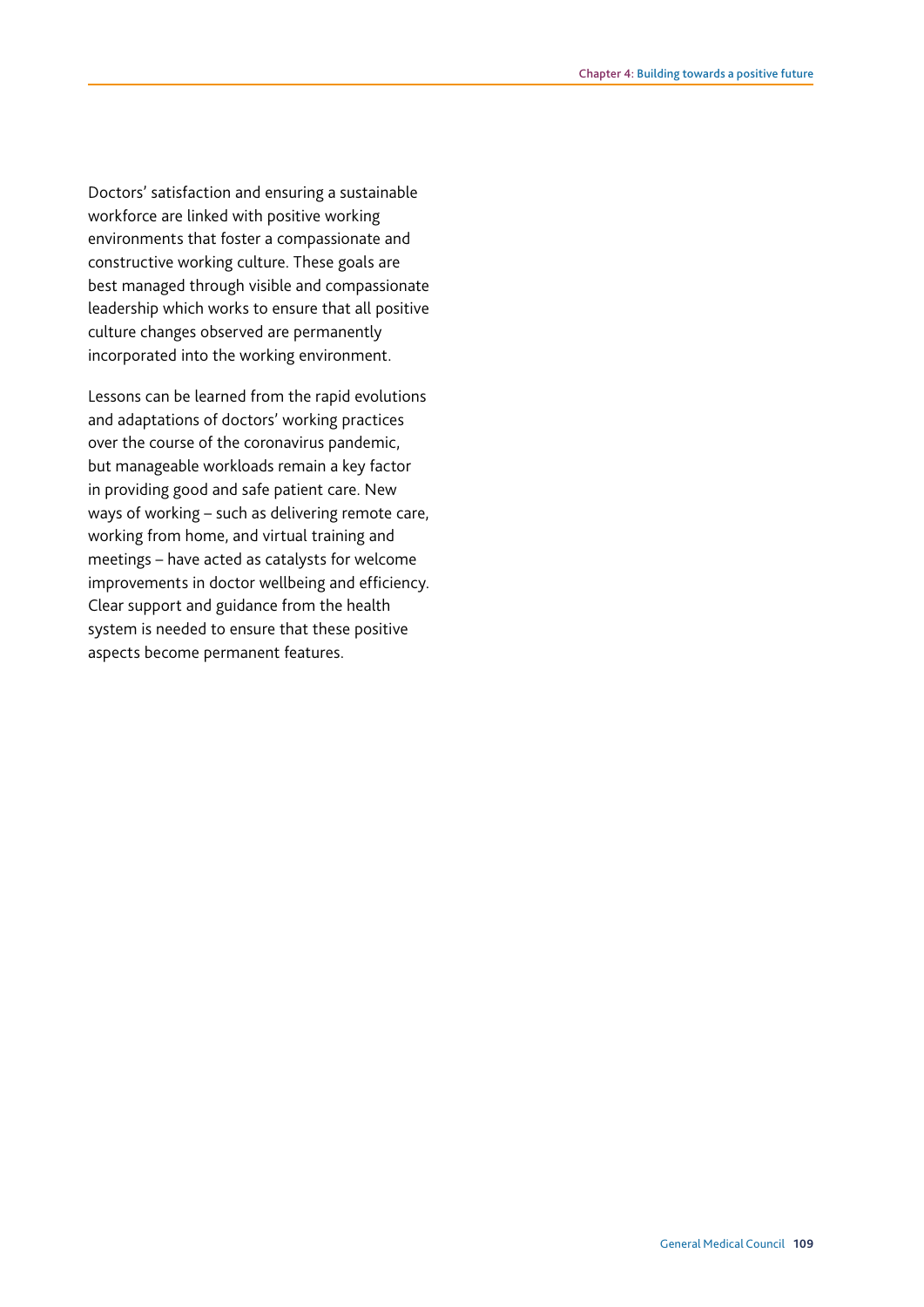Doctors' satisfaction and ensuring a sustainable workforce are linked with positive working environments that foster a compassionate and constructive working culture. These goals are best managed through visible and compassionate leadership which works to ensure that all positive culture changes observed are permanently incorporated into the working environment.

Lessons can be learned from the rapid evolutions and adaptations of doctors' working practices over the course of the coronavirus pandemic, but manageable workloads remain a key factor in providing good and safe patient care. New ways of working – such as delivering remote care, working from home, and virtual training and meetings – have acted as catalysts for welcome improvements in doctor wellbeing and efficiency. Clear support and guidance from the health system is needed to ensure that these positive aspects become permanent features.